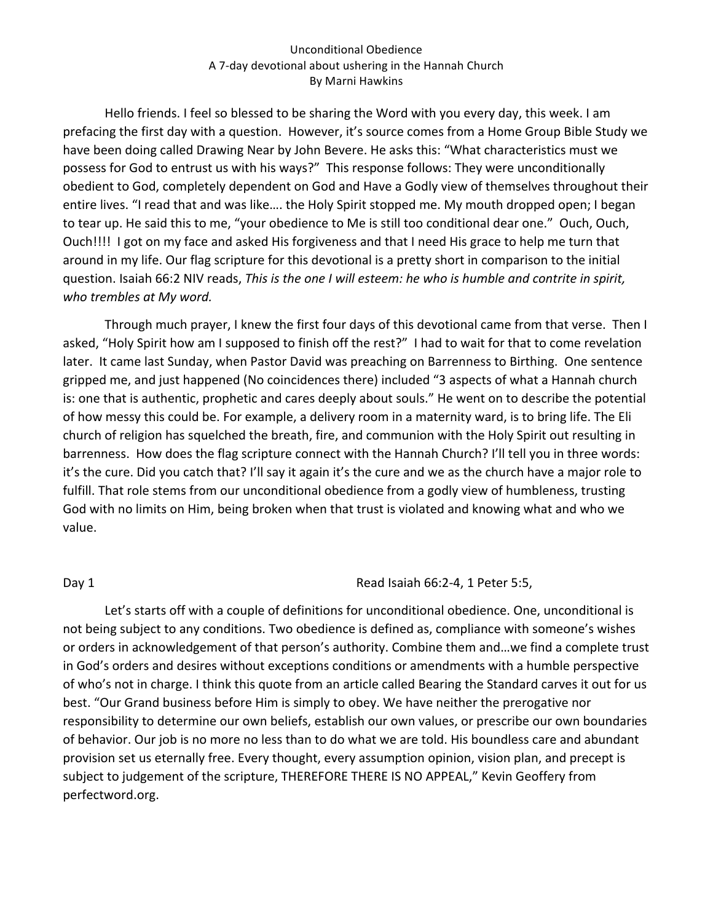Unconditional Obedience
A 7-day devotional about ushering in the Hannah Church
By Marni Hawkins

Hello friends. I feel so blessed to be sharing the Word with you every day, this week. I am prefacing the first day with a question. However, it's source comes from a Home Group Bible Study we have been doing called Drawing Near by John Bevere. He asks this: "What characteristics must we possess for God to entrust us with his ways?" This response follows: They were unconditionally obedient to God, completely dependent on God and Have a Godly view of themselves throughout their entire lives. "I read that and was like…. the Holy Spirit stopped me. My mouth dropped open; I began to tear up. He said this to me, "your obedience to Me is still too conditional dear one." Ouch, Ouch, Ouch!!!! I got on my face and asked His forgiveness and that I need His grace to help me turn that around in my life. Our flag scripture for this devotional is a pretty short in comparison to the initial question. Isaiah 66:2 NIV reads, *This is the one I will esteem: he who is humble and contrite in spirit, who trembles at My word.*

Through much prayer, I knew the first four days of this devotional came from that verse. Then I asked, "Holy Spirit how am I supposed to finish off the rest?" I had to wait for that to come revelation later. It came last Sunday, when Pastor David was preaching on Barrenness to Birthing. One sentence gripped me, and just happened (No coincidences there) included "3 aspects of what a Hannah church is: one that is authentic, prophetic and cares deeply about souls." He went on to describe the potential of how messy this could be. For example, a delivery room in a maternity ward, is to bring life. The Eli church of religion has squelched the breath, fire, and communion with the Holy Spirit out resulting in barrenness. How does the flag scripture connect with the Hannah Church? I'll tell you in three words: it's the cure. Did you catch that? I'll say it again it's the cure and we as the church have a major role to fulfill. That role stems from our unconditional obedience from a godly view of humbleness, trusting God with no limits on Him, being broken when that trust is violated and knowing what and who we value.

Day 1 Read Isaiah 66:2-4, 1 Peter 5:5,

Let's starts off with a couple of definitions for unconditional obedience. One, unconditional is not being subject to any conditions. Two obedience is defined as, compliance with someone's wishes or orders in acknowledgement of that person's authority. Combine them and…we find a complete trust in God's orders and desires without exceptions conditions or amendments with a humble perspective of who's not in charge. I think this quote from an article called Bearing the Standard carves it out for us best. "Our Grand business before Him is simply to obey. We have neither the prerogative nor responsibility to determine our own beliefs, establish our own values, or prescribe our own boundaries of behavior. Our job is no more no less than to do what we are told. His boundless care and abundant provision set us eternally free. Every thought, every assumption opinion, vision plan, and precept is subject to judgement of the scripture, THEREFORE THERE IS NO APPEAL," Kevin Geoffery from perfectword.org.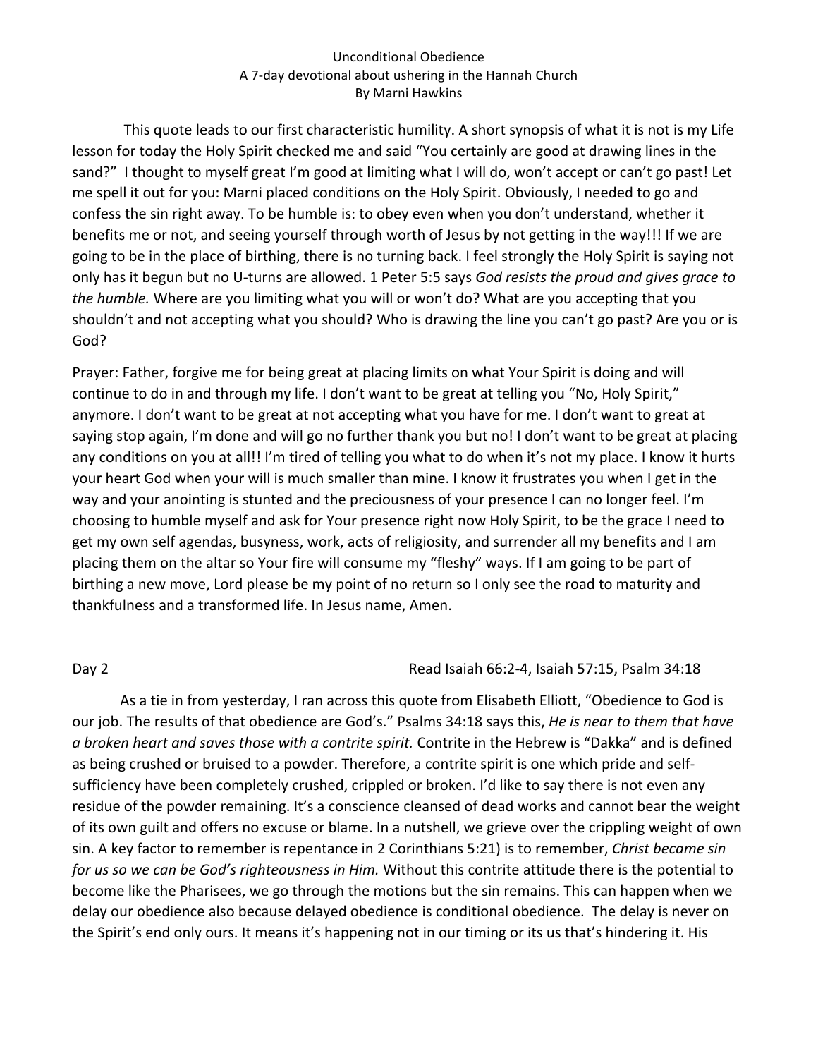This quote leads to our first characteristic humility. A short synopsis of what it is not is my Life lesson for today the Holy Spirit checked me and said "You certainly are good at drawing lines in the sand?" I thought to myself great I'm good at limiting what I will do, won't accept or can't go past! Let me spell it out for you: Marni placed conditions on the Holy Spirit. Obviously, I needed to go and confess the sin right away. To be humble is: to obey even when you don't understand, whether it benefits me or not, and seeing yourself through worth of Jesus by not getting in the way!!! If we are going to be in the place of birthing, there is no turning back. I feel strongly the Holy Spirit is saying not only has it begun but no U-turns are allowed. 1 Peter 5:5 says *God resists the proud and gives grace to the humble.* Where are you limiting what you will or won't do? What are you accepting that you shouldn't and not accepting what you should? Who is drawing the line you can't go past? Are you or is God?

Prayer: Father, forgive me for being great at placing limits on what Your Spirit is doing and will continue to do in and through my life. I don't want to be great at telling you "No, Holy Spirit," anymore. I don't want to be great at not accepting what you have for me. I don't want to great at saying stop again, I'm done and will go no further thank you but no! I don't want to be great at placing any conditions on you at all!! I'm tired of telling you what to do when it's not my place. I know it hurts your heart God when your will is much smaller than mine. I know it frustrates you when I get in the way and your anointing is stunted and the preciousness of your presence I can no longer feel. I'm choosing to humble myself and ask for Your presence right now Holy Spirit, to be the grace I need to get my own self agendas, busyness, work, acts of religiosity, and surrender all my benefits and I am placing them on the altar so Your fire will consume my "fleshy" ways. If I am going to be part of birthing a new move, Lord please be my point of no return so I only see the road to maturity and thankfulness and a transformed life. In Jesus name, Amen.

## Day 2

Read Isaiah 66:2-4, Isaiah 57:15, Psalm 34:18

As a tie in from yesterday, I ran across this quote from Elisabeth Elliott, "Obedience to God is our job. The results of that obedience are God's." Psalms 34:18 says this, *He is near to them that have a broken heart and saves those with a contrite spirit.* Contrite in the Hebrew is "Dakka" and is defined as being crushed or bruised to a powder. Therefore, a contrite spirit is one which pride and self-sufficiency have been completely crushed, crippled or broken. I'd like to say there is not even any residue of the powder remaining. It's a conscience cleansed of dead works and cannot bear the weight of its own guilt and offers no excuse or blame. In a nutshell, we grieve over the crippling weight of own sin. A key factor to remember is repentance in 2 Corinthians 5:21) is to remember, *Christ became sin for us so we can be God's righteousness in Him.* Without this contrite attitude there is the potential to become like the Pharisees, we go through the motions but the sin remains. This can happen when we delay our obedience also because delayed obedience is conditional obedience. The delay is never on the Spirit's end only ours. It means it's happening not in our timing or its us that's hindering it. His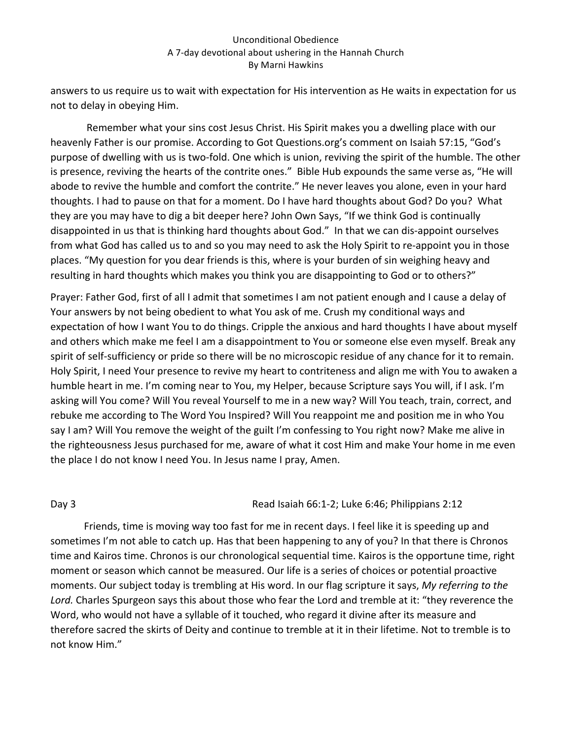answers to us require us to wait with expectation for His intervention as He waits in expectation for us not to delay in obeying Him.

Remember what your sins cost Jesus Christ. His Spirit makes you a dwelling place with our heavenly Father is our promise. According to Got Questions.org's comment on Isaiah 57:15, "God's purpose of dwelling with us is two-fold. One which is union, reviving the spirit of the humble. The other is presence, reviving the hearts of the contrite ones." Bible Hub expounds the same verse as, "He will abode to revive the humble and comfort the contrite." He never leaves you alone, even in your hard thoughts. I had to pause on that for a moment. Do I have hard thoughts about God? Do you? What they are you may have to dig a bit deeper here? John Own Says, "If we think God is continually disappointed in us that is thinking hard thoughts about God." In that we can dis-appoint ourselves from what God has called us to and so you may need to ask the Holy Spirit to re-appoint you in those places. "My question for you dear friends is this, where is your burden of sin weighing heavy and resulting in hard thoughts which makes you think you are disappointing to God or to others?"

Prayer: Father God, first of all I admit that sometimes I am not patient enough and I cause a delay of Your answers by not being obedient to what You ask of me. Crush my conditional ways and expectation of how I want You to do things. Cripple the anxious and hard thoughts I have about myself and others which make me feel I am a disappointment to You or someone else even myself. Break any spirit of self-sufficiency or pride so there will be no microscopic residue of any chance for it to remain. Holy Spirit, I need Your presence to revive my heart to contriteness and align me with You to awaken a humble heart in me. I'm coming near to You, my Helper, because Scripture says You will, if I ask. I'm asking will You come? Will You reveal Yourself to me in a new way? Will You teach, train, correct, and rebuke me according to The Word You Inspired? Will You reappoint me and position me in who You say I am? Will You remove the weight of the guilt I'm confessing to You right now? Make me alive in the righteousness Jesus purchased for me, aware of what it cost Him and make Your home in me even the place I do not know I need You. In Jesus name I pray, Amen.

## Day 3 — Read Isaiah 66:1-2; Luke 6:46; Philippians 2:12

Friends, time is moving way too fast for me in recent days. I feel like it is speeding up and sometimes I'm not able to catch up. Has that been happening to any of you? In that there is Chronos time and Kairos time. Chronos is our chronological sequential time. Kairos is the opportune time, right moment or season which cannot be measured. Our life is a series of choices or potential proactive moments. Our subject today is trembling at His word. In our flag scripture it says, *My referring to the Lord.* Charles Spurgeon says this about those who fear the Lord and tremble at it: "they reverence the Word, who would not have a syllable of it touched, who regard it divine after its measure and therefore sacred the skirts of Deity and continue to tremble at it in their lifetime. Not to tremble is to not know Him."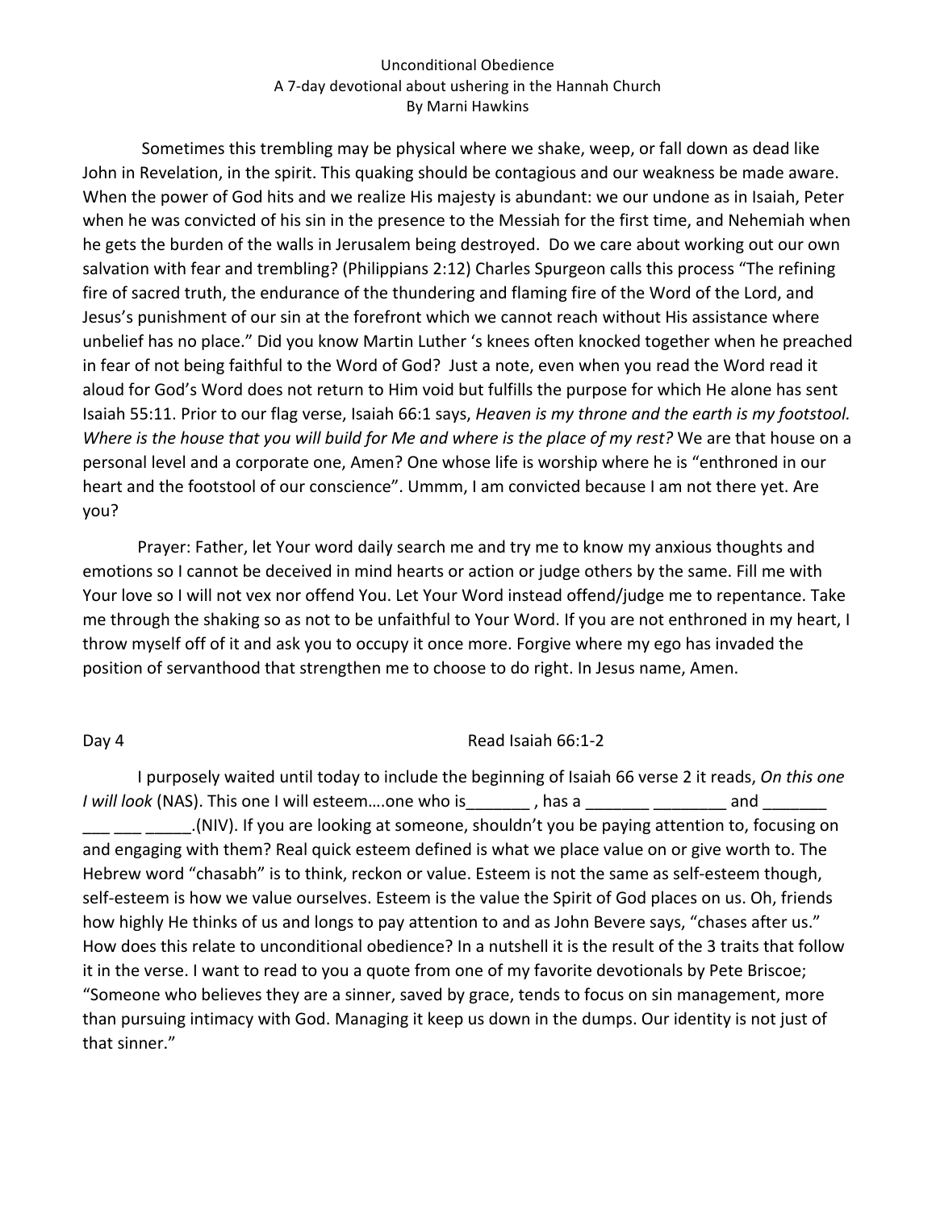Unconditional Obedience
A 7-day devotional about ushering in the Hannah Church
By Marni Hawkins

Sometimes this trembling may be physical where we shake, weep, or fall down as dead like John in Revelation, in the spirit. This quaking should be contagious and our weakness be made aware. When the power of God hits and we realize His majesty is abundant: we our undone as in Isaiah, Peter when he was convicted of his sin in the presence to the Messiah for the first time, and Nehemiah when he gets the burden of the walls in Jerusalem being destroyed. Do we care about working out our own salvation with fear and trembling? (Philippians 2:12) Charles Spurgeon calls this process "The refining fire of sacred truth, the endurance of the thundering and flaming fire of the Word of the Lord, and Jesus's punishment of our sin at the forefront which we cannot reach without His assistance where unbelief has no place." Did you know Martin Luther 's knees often knocked together when he preached in fear of not being faithful to the Word of God? Just a note, even when you read the Word read it aloud for God's Word does not return to Him void but fulfills the purpose for which He alone has sent Isaiah 55:11. Prior to our flag verse, Isaiah 66:1 says, *Heaven is my throne and the earth is my footstool. Where is the house that you will build for Me and where is the place of my rest?* We are that house on a personal level and a corporate one, Amen? One whose life is worship where he is "enthroned in our heart and the footstool of our conscience". Ummm, I am convicted because I am not there yet. Are you?

Prayer: Father, let Your word daily search me and try me to know my anxious thoughts and emotions so I cannot be deceived in mind hearts or action or judge others by the same. Fill me with Your love so I will not vex nor offend You. Let Your Word instead offend/judge me to repentance. Take me through the shaking so as not to be unfaithful to Your Word. If you are not enthroned in my heart, I throw myself off of it and ask you to occupy it once more. Forgive where my ego has invaded the position of servanthood that strengthen me to choose to do right. In Jesus name, Amen.

Day 4 — Read Isaiah 66:1-2

I purposely waited until today to include the beginning of Isaiah 66 verse 2 it reads, *On this one I will look* (NAS). This one I will esteem….one who is_______ , has a _______ ________ and _______ ___ ___ _____.(NIV). If you are looking at someone, shouldn't you be paying attention to, focusing on and engaging with them? Real quick esteem defined is what we place value on or give worth to. The Hebrew word "chasabh" is to think, reckon or value. Esteem is not the same as self-esteem though, self-esteem is how we value ourselves. Esteem is the value the Spirit of God places on us. Oh, friends how highly He thinks of us and longs to pay attention to and as John Bevere says, "chases after us." How does this relate to unconditional obedience? In a nutshell it is the result of the 3 traits that follow it in the verse. I want to read to you a quote from one of my favorite devotionals by Pete Briscoe; "Someone who believes they are a sinner, saved by grace, tends to focus on sin management, more than pursuing intimacy with God. Managing it keep us down in the dumps. Our identity is not just of that sinner."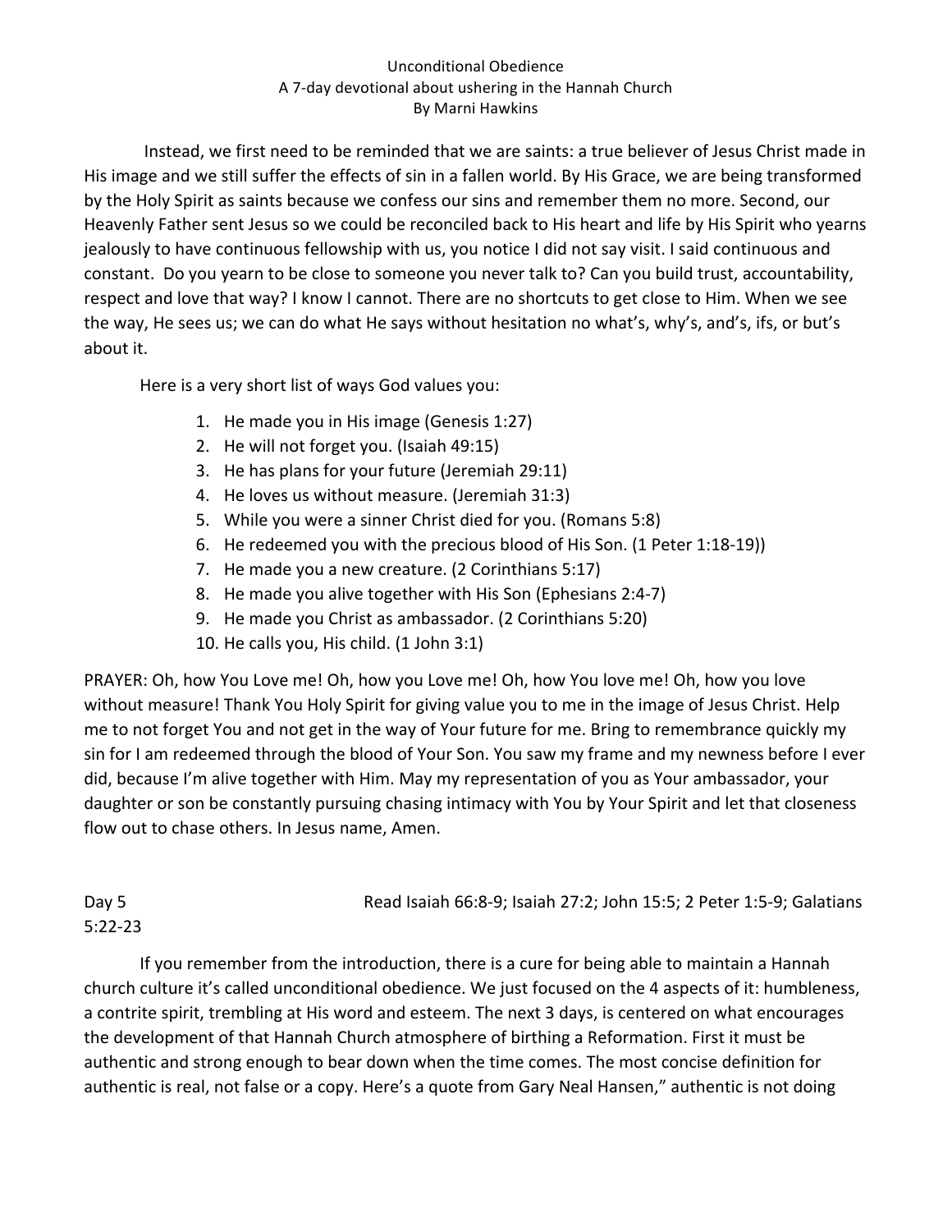Instead, we first need to be reminded that we are saints: a true believer of Jesus Christ made in His image and we still suffer the effects of sin in a fallen world. By His Grace, we are being transformed by the Holy Spirit as saints because we confess our sins and remember them no more. Second, our Heavenly Father sent Jesus so we could be reconciled back to His heart and life by His Spirit who yearns jealously to have continuous fellowship with us, you notice I did not say visit. I said continuous and constant. Do you yearn to be close to someone you never talk to? Can you build trust, accountability, respect and love that way? I know I cannot. There are no shortcuts to get close to Him. When we see the way, He sees us; we can do what He says without hesitation no what's, why's, and's, ifs, or but's about it.

Here is a very short list of ways God values you:

1. He made you in His image (Genesis 1:27)
2. He will not forget you. (Isaiah 49:15)
3. He has plans for your future (Jeremiah 29:11)
4. He loves us without measure. (Jeremiah 31:3)
5. While you were a sinner Christ died for you. (Romans 5:8)
6. He redeemed you with the precious blood of His Son. (1 Peter 1:18-19))
7. He made you a new creature. (2 Corinthians 5:17)
8. He made you alive together with His Son (Ephesians 2:4-7)
9. He made you Christ as ambassador. (2 Corinthians 5:20)
10. He calls you, His child. (1 John 3:1)

PRAYER: Oh, how You Love me! Oh, how you Love me! Oh, how You love me! Oh, how you love without measure! Thank You Holy Spirit for giving value you to me in the image of Jesus Christ. Help me to not forget You and not get in the way of Your future for me. Bring to remembrance quickly my sin for I am redeemed through the blood of Your Son. You saw my frame and my newness before I ever did, because I'm alive together with Him. May my representation of you as Your ambassador, your daughter or son be constantly pursuing chasing intimacy with You by Your Spirit and let that closeness flow out to chase others. In Jesus name, Amen.

Day 5 Read Isaiah 66:8-9; Isaiah 27:2; John 15:5; 2 Peter 1:5-9; Galatians 5:22-23

If you remember from the introduction, there is a cure for being able to maintain a Hannah church culture it's called unconditional obedience. We just focused on the 4 aspects of it: humbleness, a contrite spirit, trembling at His word and esteem. The next 3 days, is centered on what encourages the development of that Hannah Church atmosphere of birthing a Reformation. First it must be authentic and strong enough to bear down when the time comes. The most concise definition for authentic is real, not false or a copy. Here's a quote from Gary Neal Hansen," authentic is not doing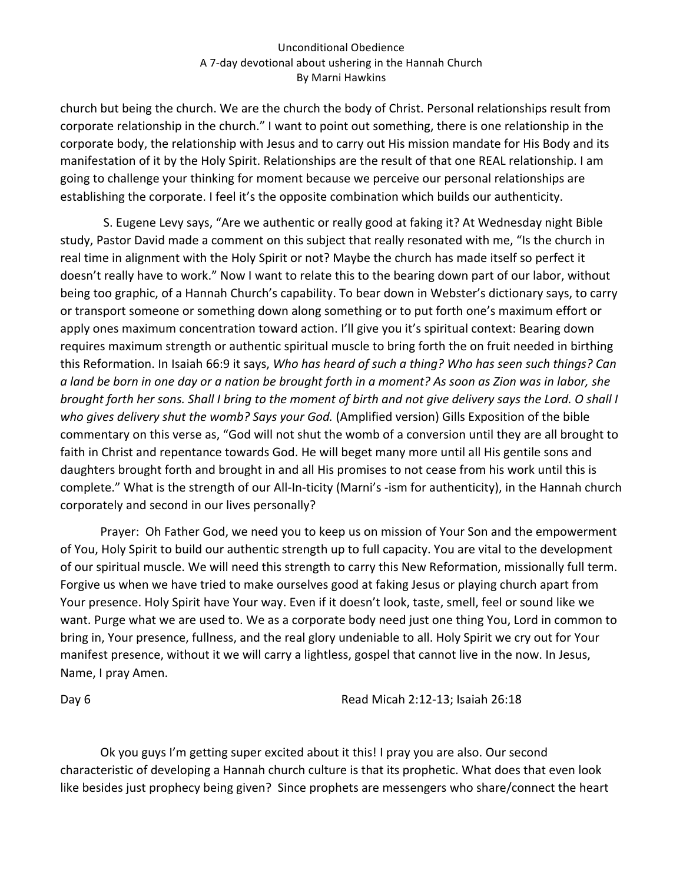church but being the church. We are the church the body of Christ. Personal relationships result from corporate relationship in the church." I want to point out something, there is one relationship in the corporate body, the relationship with Jesus and to carry out His mission mandate for His Body and its manifestation of it by the Holy Spirit. Relationships are the result of that one REAL relationship. I am going to challenge your thinking for moment because we perceive our personal relationships are establishing the corporate. I feel it's the opposite combination which builds our authenticity.

S. Eugene Levy says, "Are we authentic or really good at faking it? At Wednesday night Bible study, Pastor David made a comment on this subject that really resonated with me, "Is the church in real time in alignment with the Holy Spirit or not? Maybe the church has made itself so perfect it doesn't really have to work." Now I want to relate this to the bearing down part of our labor, without being too graphic, of a Hannah Church's capability. To bear down in Webster's dictionary says, to carry or transport someone or something down along something or to put forth one's maximum effort or apply ones maximum concentration toward action. I'll give you it's spiritual context: Bearing down requires maximum strength or authentic spiritual muscle to bring forth the on fruit needed in birthing this Reformation. In Isaiah 66:9 it says, *Who has heard of such a thing? Who has seen such things? Can a land be born in one day or a nation be brought forth in a moment? As soon as Zion was in labor, she brought forth her sons. Shall I bring to the moment of birth and not give delivery says the Lord. O shall I who gives delivery shut the womb? Says your God.* (Amplified version) Gills Exposition of the bible commentary on this verse as, "God will not shut the womb of a conversion until they are all brought to faith in Christ and repentance towards God. He will beget many more until all His gentile sons and daughters brought forth and brought in and all His promises to not cease from his work until this is complete." What is the strength of our All-In-ticity (Marni's -ism for authenticity), in the Hannah church corporately and second in our lives personally?

Prayer: Oh Father God, we need you to keep us on mission of Your Son and the empowerment of You, Holy Spirit to build our authentic strength up to full capacity. You are vital to the development of our spiritual muscle. We will need this strength to carry this New Reformation, missionally full term. Forgive us when we have tried to make ourselves good at faking Jesus or playing church apart from Your presence. Holy Spirit have Your way. Even if it doesn't look, taste, smell, feel or sound like we want. Purge what we are used to. We as a corporate body need just one thing You, Lord in common to bring in, Your presence, fullness, and the real glory undeniable to all. Holy Spirit we cry out for Your manifest presence, without it we will carry a lightless, gospel that cannot live in the now. In Jesus, Name, I pray Amen.

Day 6 — Read Micah 2:12-13; Isaiah 26:18

Ok you guys I'm getting super excited about it this! I pray you are also. Our second characteristic of developing a Hannah church culture is that its prophetic. What does that even look like besides just prophecy being given? Since prophets are messengers who share/connect the heart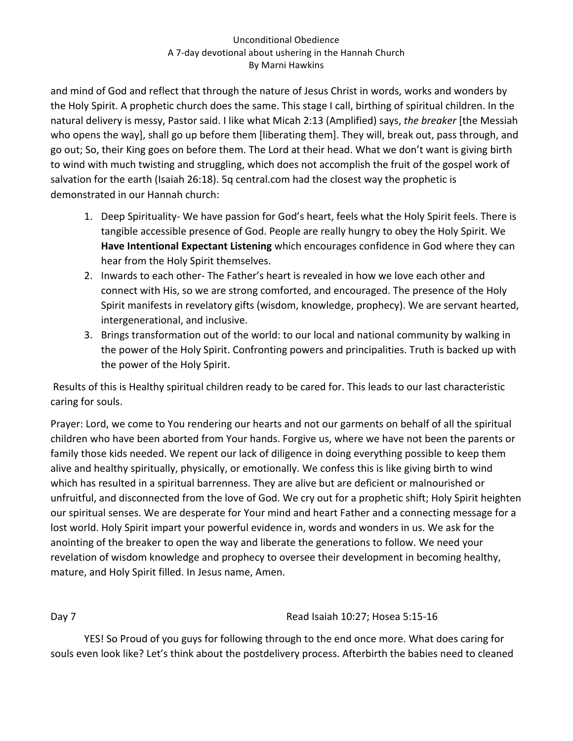and mind of God and reflect that through the nature of Jesus Christ in words, works and wonders by the Holy Spirit. A prophetic church does the same. This stage I call, birthing of spiritual children. In the natural delivery is messy, Pastor said. I like what Micah 2:13 (Amplified) says, *the breaker* [the Messiah who opens the way], shall go up before them [liberating them]. They will, break out, pass through, and go out; So, their King goes on before them. The Lord at their head. What we don't want is giving birth to wind with much twisting and struggling, which does not accomplish the fruit of the gospel work of salvation for the earth (Isaiah 26:18). 5q central.com had the closest way the prophetic is demonstrated in our Hannah church:

1. Deep Spirituality- We have passion for God's heart, feels what the Holy Spirit feels. There is tangible accessible presence of God. People are really hungry to obey the Holy Spirit. We **Have Intentional Expectant Listening** which encourages confidence in God where they can hear from the Holy Spirit themselves.
2. Inwards to each other- The Father's heart is revealed in how we love each other and connect with His, so we are strong comforted, and encouraged. The presence of the Holy Spirit manifests in revelatory gifts (wisdom, knowledge, prophecy). We are servant hearted, intergenerational, and inclusive.
3. Brings transformation out of the world: to our local and national community by walking in the power of the Holy Spirit. Confronting powers and principalities. Truth is backed up with the power of the Holy Spirit.

Results of this is Healthy spiritual children ready to be cared for. This leads to our last characteristic caring for souls.

Prayer: Lord, we come to You rendering our hearts and not our garments on behalf of all the spiritual children who have been aborted from Your hands. Forgive us, where we have not been the parents or family those kids needed. We repent our lack of diligence in doing everything possible to keep them alive and healthy spiritually, physically, or emotionally. We confess this is like giving birth to wind which has resulted in a spiritual barrenness. They are alive but are deficient or malnourished or unfruitful, and disconnected from the love of God. We cry out for a prophetic shift; Holy Spirit heighten our spiritual senses. We are desperate for Your mind and heart Father and a connecting message for a lost world. Holy Spirit impart your powerful evidence in, words and wonders in us. We ask for the anointing of the breaker to open the way and liberate the generations to follow. We need your revelation of wisdom knowledge and prophecy to oversee their development in becoming healthy, mature, and Holy Spirit filled. In Jesus name, Amen.

Day 7 Read Isaiah 10:27; Hosea 5:15-16

YES! So Proud of you guys for following through to the end once more. What does caring for souls even look like? Let's think about the postdelivery process. Afterbirth the babies need to cleaned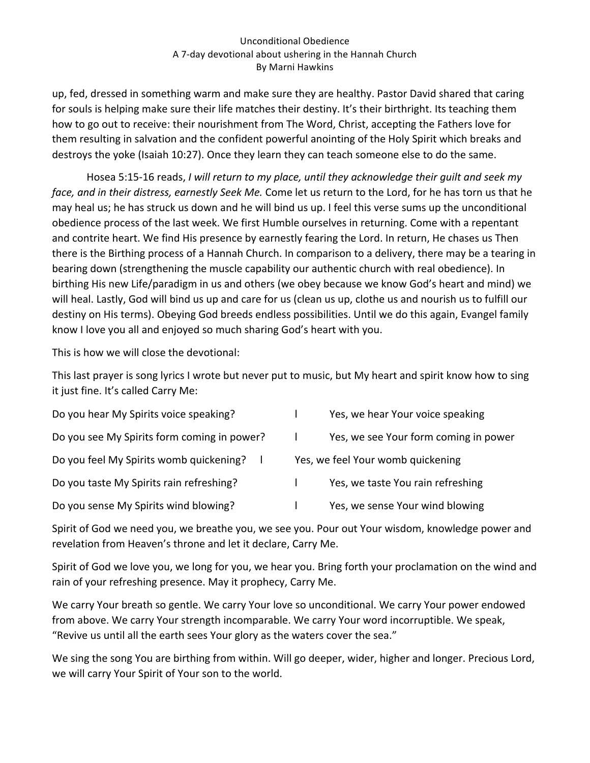up, fed, dressed in something warm and make sure they are healthy. Pastor David shared that caring for souls is helping make sure their life matches their destiny. It's their birthright. Its teaching them how to go out to receive: their nourishment from The Word, Christ, accepting the Fathers love for them resulting in salvation and the confident powerful anointing of the Holy Spirit which breaks and destroys the yoke (Isaiah 10:27). Once they learn they can teach someone else to do the same.

Hosea 5:15-16 reads, *I will return to my place, until they acknowledge their guilt and seek my face, and in their distress, earnestly Seek Me.* Come let us return to the Lord, for he has torn us that he may heal us; he has struck us down and he will bind us up. I feel this verse sums up the unconditional obedience process of the last week. We first Humble ourselves in returning. Come with a repentant and contrite heart. We find His presence by earnestly fearing the Lord. In return, He chases us Then there is the Birthing process of a Hannah Church. In comparison to a delivery, there may be a tearing in bearing down (strengthening the muscle capability our authentic church with real obedience). In birthing His new Life/paradigm in us and others (we obey because we know God's heart and mind) we will heal. Lastly, God will bind us up and care for us (clean us up, clothe us and nourish us to fulfill our destiny on His terms). Obeying God breeds endless possibilities. Until we do this again, Evangel family know I love you all and enjoyed so much sharing God's heart with you.

This is how we will close the devotional:

This last prayer is song lyrics I wrote but never put to music, but My heart and spirit know how to sing it just fine. It's called Carry Me:

| | | |
|---|---|---|
| Do you hear My Spirits voice speaking? | l | Yes, we hear Your voice speaking |
| Do you see My Spirits form coming in power? | l | Yes, we see Your form coming in power |
| Do you feel My Spirits womb quickening? | l | Yes, we feel Your womb quickening |
| Do you taste My Spirits rain refreshing? | l | Yes, we taste You rain refreshing |
| Do you sense My Spirits wind blowing? | l | Yes, we sense Your wind blowing |

Spirit of God we need you, we breathe you, we see you. Pour out Your wisdom, knowledge power and revelation from Heaven's throne and let it declare, Carry Me.

Spirit of God we love you, we long for you, we hear you. Bring forth your proclamation on the wind and rain of your refreshing presence. May it prophecy, Carry Me.

We carry Your breath so gentle. We carry Your love so unconditional. We carry Your power endowed from above. We carry Your strength incomparable. We carry Your word incorruptible. We speak, "Revive us until all the earth sees Your glory as the waters cover the sea."

We sing the song You are birthing from within. Will go deeper, wider, higher and longer. Precious Lord, we will carry Your Spirit of Your son to the world.